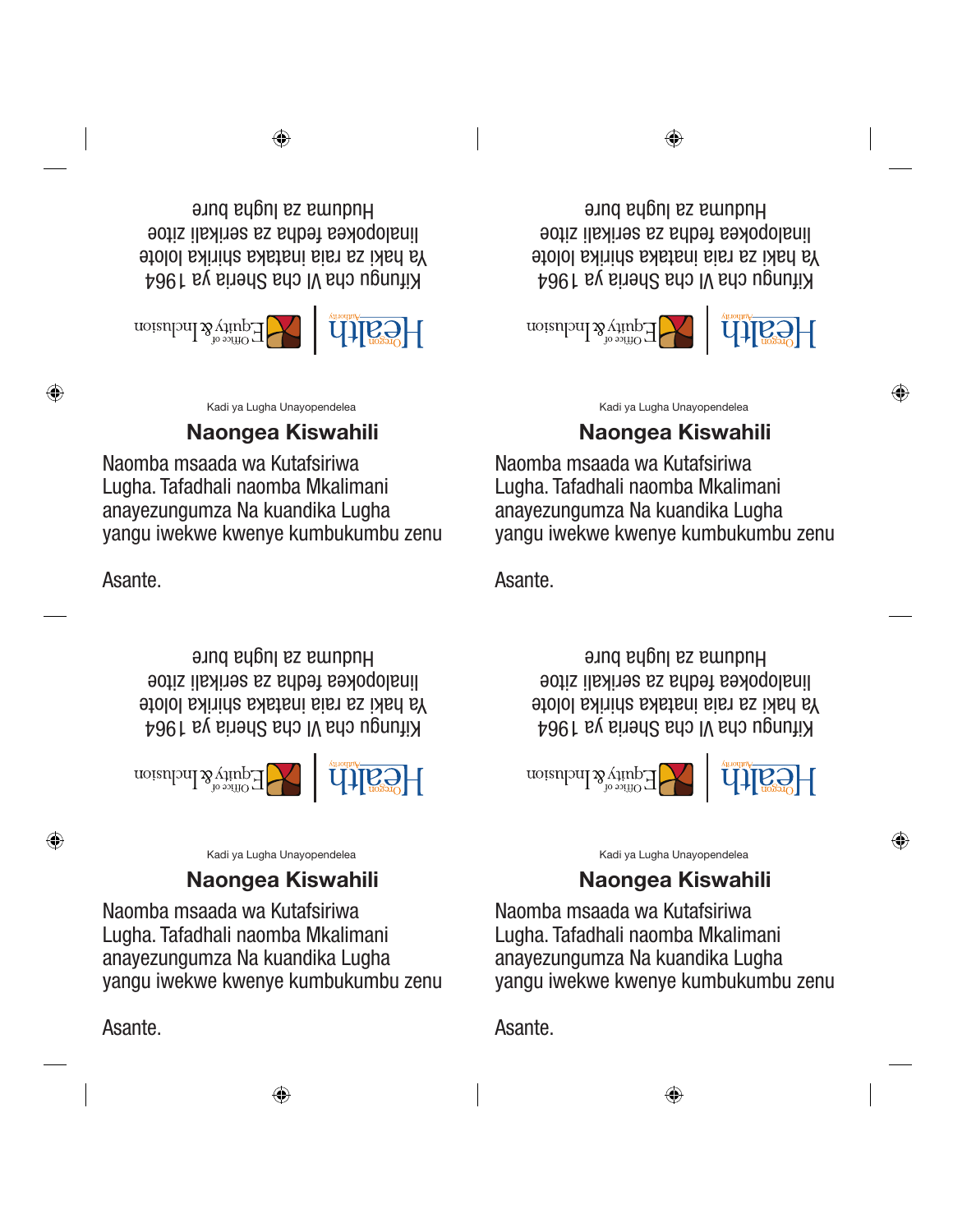Oregon Health Authority | Office of Equity & Inclusion

Kifungu cha VI cha Sheria ya 1964
Ya haki za raia inataka shirika lolote
linalopokea fedha za serikali zitoe
Huduma za lugha bure

Kadi ya Lugha Unayopendelea

## Naongea Kiswahili

Naomba msaada wa Kutafsiriwa Lugha. Tafadhali naomba Mkalimani anayezungumza Na kuandika Lugha yangu iwekwe kwenye kumbukumbu zenu

Asante.

---

Oregon Health Authority | Office of Equity & Inclusion

Kifungu cha VI cha Sheria ya 1964
Ya haki za raia inataka shirika lolote
linalopokea fedha za serikali zitoe
Huduma za lugha bure

Kadi ya Lugha Unayopendelea

## Naongea Kiswahili

Naomba msaada wa Kutafsiriwa Lugha. Tafadhali naomba Mkalimani anayezungumza Na kuandika Lugha yangu iwekwe kwenye kumbukumbu zenu

Asante.

---

Oregon Health Authority | Office of Equity & Inclusion

Kifungu cha VI cha Sheria ya 1964
Ya haki za raia inataka shirika lolote
linalopokea fedha za serikali zitoe
Huduma za lugha bure

Kadi ya Lugha Unayopendelea

## Naongea Kiswahili

Naomba msaada wa Kutafsiriwa Lugha. Tafadhali naomba Mkalimani anayezungumza Na kuandika Lugha yangu iwekwe kwenye kumbukumbu zenu

Asante.

---

Oregon Health Authority | Office of Equity & Inclusion

Kifungu cha VI cha Sheria ya 1964
Ya haki za raia inataka shirika lolote
linalopokea fedha za serikali zitoe
Huduma za lugha bure

Kadi ya Lugha Unayopendelea

## Naongea Kiswahili

Naomba msaada wa Kutafsiriwa Lugha. Tafadhali naomba Mkalimani anayezungumza Na kuandika Lugha yangu iwekwe kwenye kumbukumbu zenu

Asante.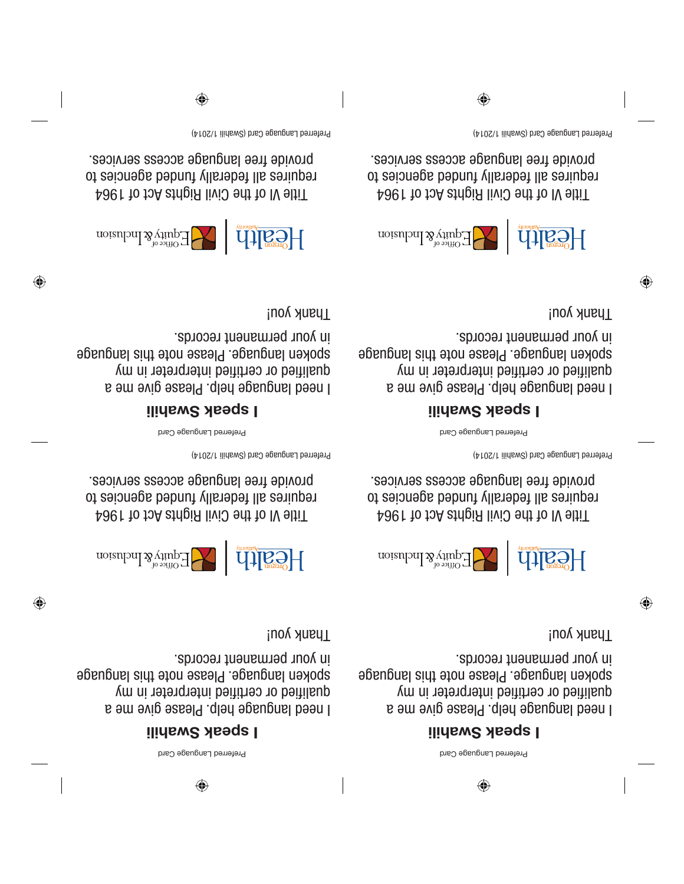Preferred Language Card

**I speak Swahili**

I need language help. Please give me a qualified or certified interpreter in my spoken language. Please note this language in your permanent records.

Thank you!

Oregon Health Authority | Office of Equity & Inclusion

Title VI of the Civil Rights Act of 1964 requires all federally funded agencies to provide free language access services.

Preferred Language Card (Swahili 1/2014)

Preferred Language Card

**I speak Swahili**

I need language help. Please give me a qualified or certified interpreter in my spoken language. Please note this language in your permanent records.

Thank you!

Oregon Health Authority | Office of Equity & Inclusion

Title VI of the Civil Rights Act of 1964 requires all federally funded agencies to provide free language access services.

Preferred Language Card (Swahili 1/2014)

Preferred Language Card

**I speak Swahili**

I need language help. Please give me a qualified or certified interpreter in my spoken language. Please note this language in your permanent records.

Thank you!

Oregon Health Authority | Office of Equity & Inclusion

Title VI of the Civil Rights Act of 1964 requires all federally funded agencies to provide free language access services.

Preferred Language Card (Swahili 1/2014)

Preferred Language Card

**I speak Swahili**

I need language help. Please give me a qualified or certified interpreter in my spoken language. Please note this language in your permanent records.

Thank you!

Oregon Health Authority | Office of Equity & Inclusion

Title VI of the Civil Rights Act of 1964 requires all federally funded agencies to provide free language access services.

Preferred Language Card (Swahili 1/2014)